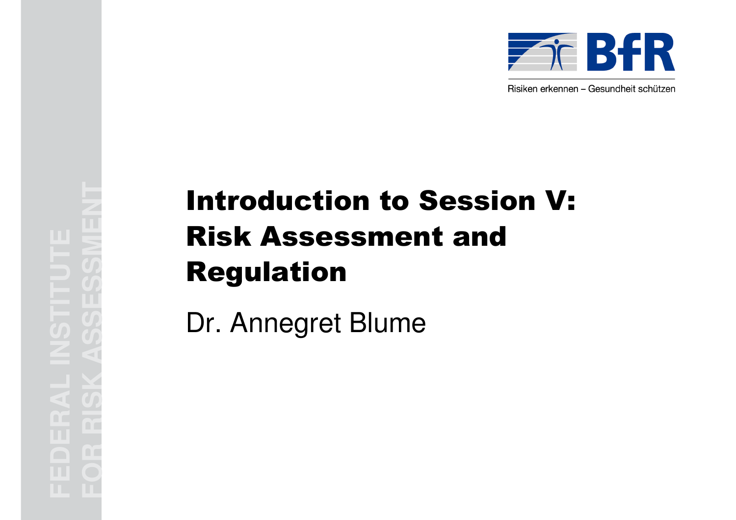BfR

Risiken erkennen – Gesundheit schützen

FEDERAL INSTITUTE FOR RISK ASSESSMENT

# Introduction to Session V: Risk Assessment and Regulation

Dr. Annegret Blume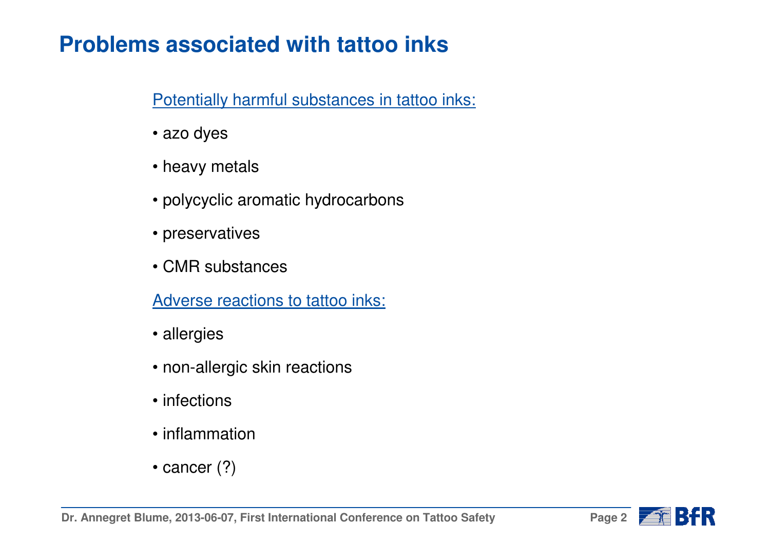# Problems associated with tattoo inks

Potentially harmful substances in tattoo inks:

- azo dyes
- heavy metals
- polycyclic aromatic hydrocarbons
- preservatives
- CMR substances

Adverse reactions to tattoo inks:

- allergies
- non-allergic skin reactions
- infections
- inflammation
- cancer (?)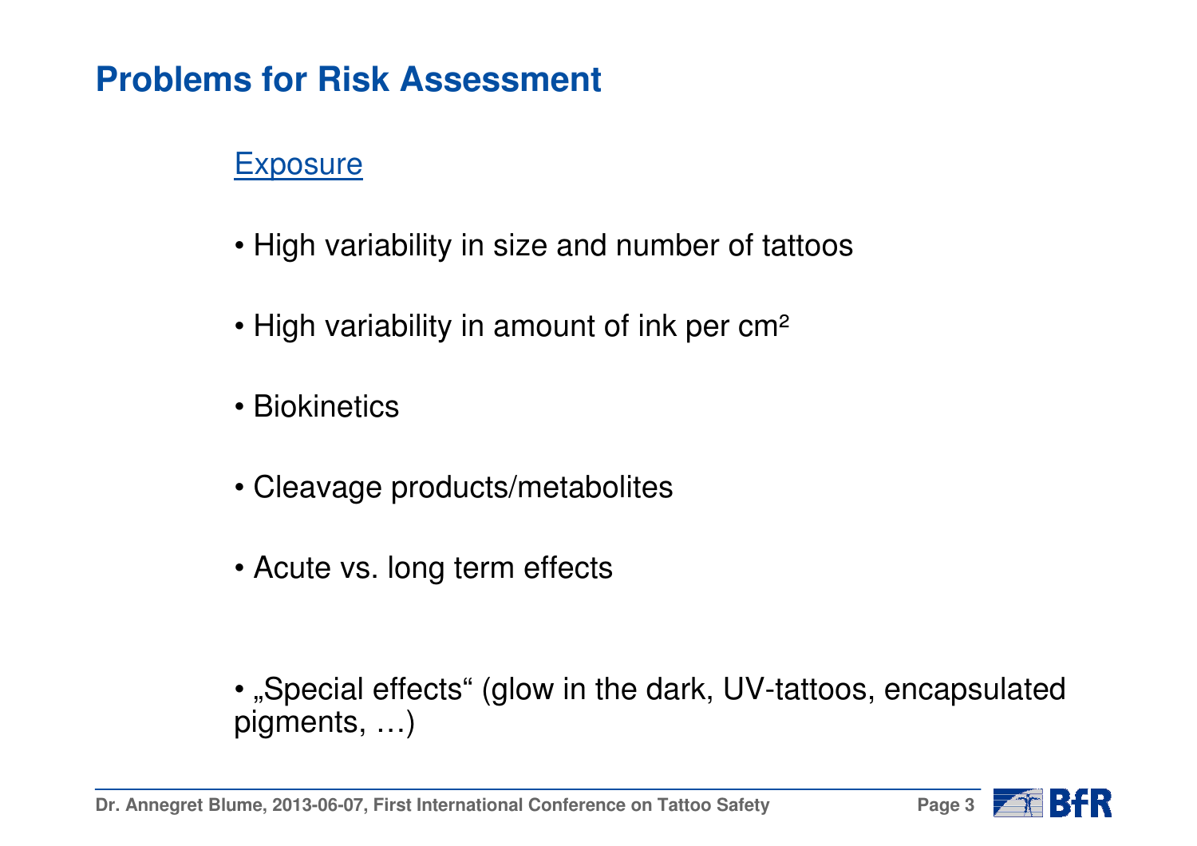# Problems for Risk Assessment

## Exposure

- High variability in size and number of tattoos
- High variability in amount of ink per $cm^2$
- Biokinetics
- Cleavage products/metabolites
- Acute vs. long term effects

- „Special effects“ (glow in the dark, UV-tattoos, encapsulated pigments, …)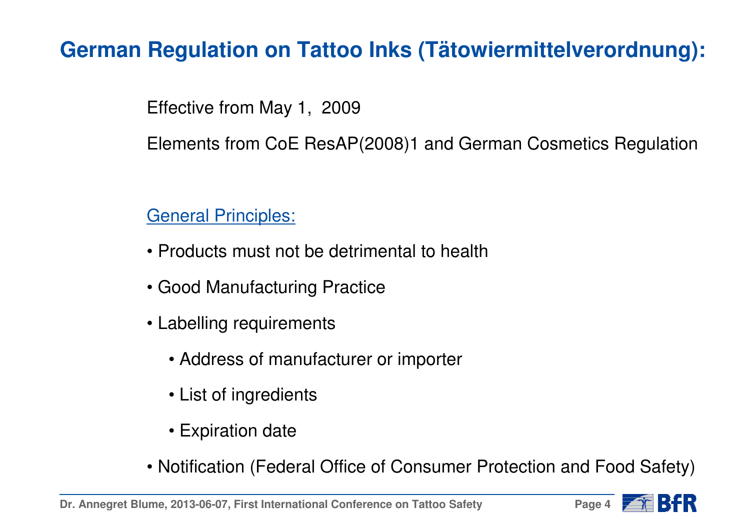# German Regulation on Tattoo Inks (Tätowiermittelverordnung):

Effective from May 1, 2009

Elements from CoE ResAP(2008)1 and German Cosmetics Regulation

General Principles:

- Products must not be detrimental to health
- Good Manufacturing Practice
- Labelling requirements
  - Address of manufacturer or importer
  - List of ingredients
  - Expiration date
- Notification (Federal Office of Consumer Protection and Food Safety)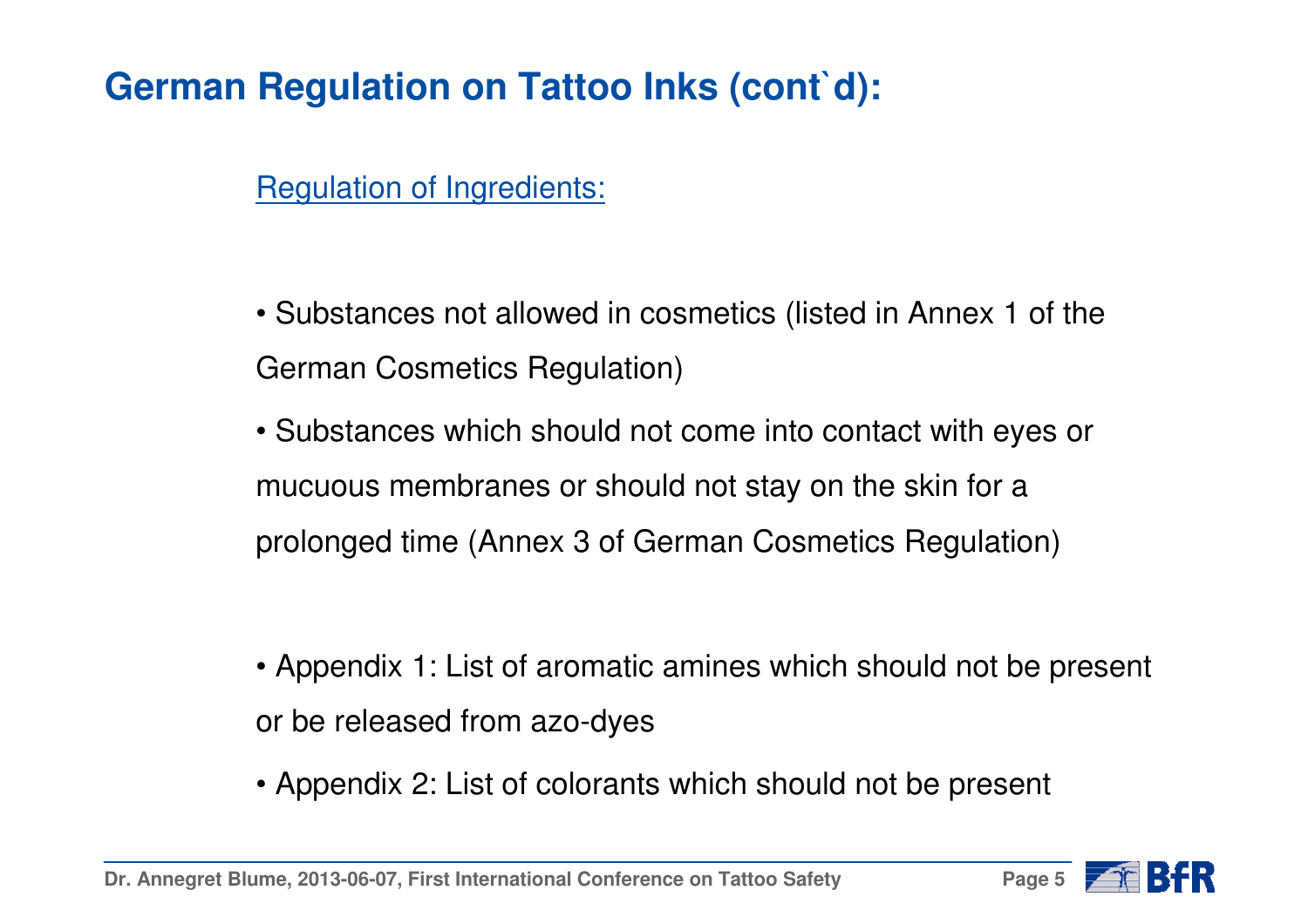# German Regulation on Tattoo Inks (cont`d):

Regulation of Ingredients:

- Substances not allowed in cosmetics (listed in Annex 1 of the German Cosmetics Regulation)
- Substances which should not come into contact with eyes or mucuous membranes or should not stay on the skin for a prolonged time (Annex 3 of German Cosmetics Regulation)

- Appendix 1: List of aromatic amines which should not be present or be released from azo-dyes
- Appendix 2: List of colorants which should not be present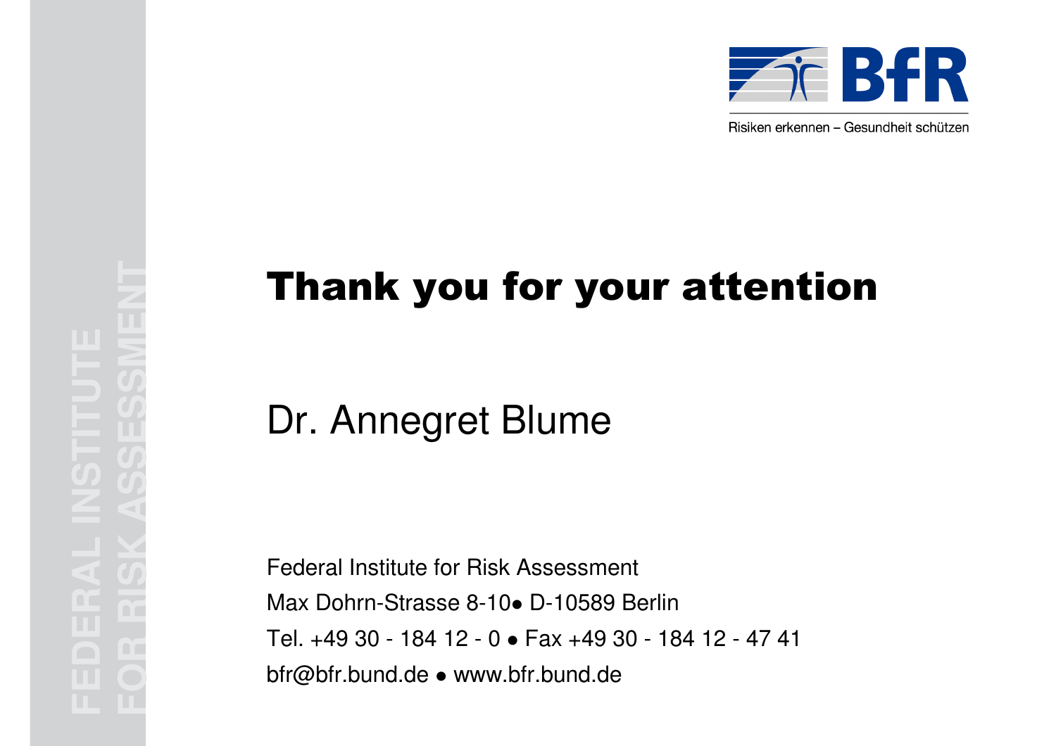Risiken erkennen – Gesundheit schützen

# Thank you for your attention

Dr. Annegret Blume

Federal Institute for Risk Assessment

Max Dohrn-Strasse 8-10● D-10589 Berlin

Tel. +49 30 - 184 12 - 0 ● Fax +49 30 - 184 12 - 47 41

bfr@bfr.bund.de ● www.bfr.bund.de